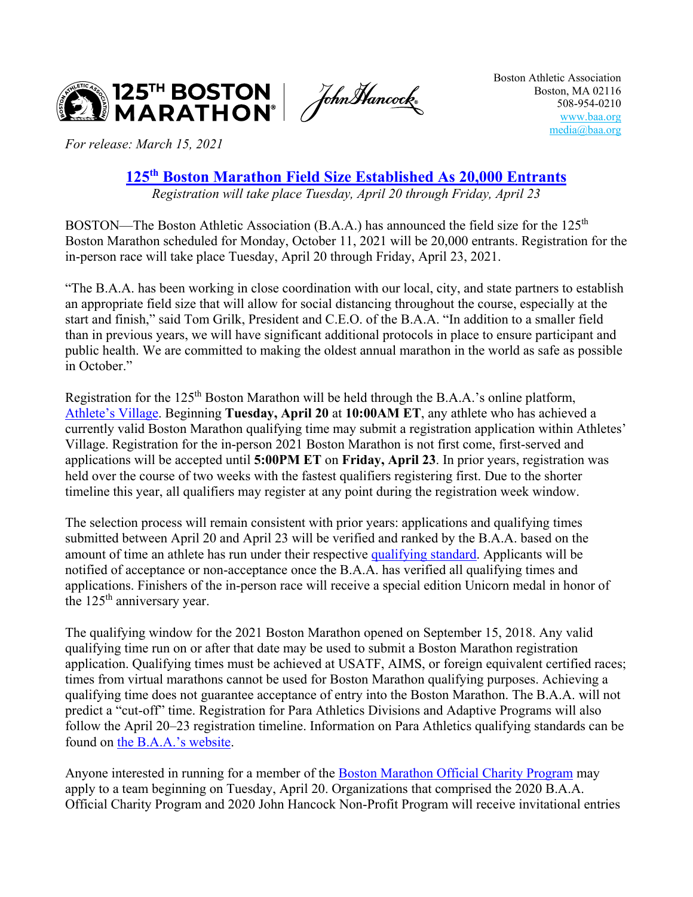125TH BOSTON MARATHON | John Hancock

Boston Athletic Association
Boston, MA 02116
508-954-0210
www.baa.org
media@baa.org

*For release: March 15, 2021*

# 125th Boston Marathon Field Size Established As 20,000 Entrants

*Registration will take place Tuesday, April 20 through Friday, April 23*

BOSTON—The Boston Athletic Association (B.A.A.) has announced the field size for the 125th Boston Marathon scheduled for Monday, October 11, 2021 will be 20,000 entrants. Registration for the in-person race will take place Tuesday, April 20 through Friday, April 23, 2021.

"The B.A.A. has been working in close coordination with our local, city, and state partners to establish an appropriate field size that will allow for social distancing throughout the course, especially at the start and finish," said Tom Grilk, President and C.E.O. of the B.A.A. "In addition to a smaller field than in previous years, we will have significant additional protocols in place to ensure participant and public health. We are committed to making the oldest annual marathon in the world as safe as possible in October."

Registration for the 125th Boston Marathon will be held through the B.A.A.'s online platform, Athlete's Village. Beginning **Tuesday, April 20** at **10:00AM ET**, any athlete who has achieved a currently valid Boston Marathon qualifying time may submit a registration application within Athletes' Village. Registration for the in-person 2021 Boston Marathon is not first come, first-served and applications will be accepted until **5:00PM ET** on **Friday, April 23**. In prior years, registration was held over the course of two weeks with the fastest qualifiers registering first. Due to the shorter timeline this year, all qualifiers may register at any point during the registration week window.

The selection process will remain consistent with prior years: applications and qualifying times submitted between April 20 and April 23 will be verified and ranked by the B.A.A. based on the amount of time an athlete has run under their respective qualifying standard. Applicants will be notified of acceptance or non-acceptance once the B.A.A. has verified all qualifying times and applications. Finishers of the in-person race will receive a special edition Unicorn medal in honor of the 125th anniversary year.

The qualifying window for the 2021 Boston Marathon opened on September 15, 2018. Any valid qualifying time run on or after that date may be used to submit a Boston Marathon registration application. Qualifying times must be achieved at USATF, AIMS, or foreign equivalent certified races; times from virtual marathons cannot be used for Boston Marathon qualifying purposes. Achieving a qualifying time does not guarantee acceptance of entry into the Boston Marathon. The B.A.A. will not predict a "cut-off" time. Registration for Para Athletics Divisions and Adaptive Programs will also follow the April 20–23 registration timeline. Information on Para Athletics qualifying standards can be found on the B.A.A.'s website.

Anyone interested in running for a member of the Boston Marathon Official Charity Program may apply to a team beginning on Tuesday, April 20. Organizations that comprised the 2020 B.A.A. Official Charity Program and 2020 John Hancock Non-Profit Program will receive invitational entries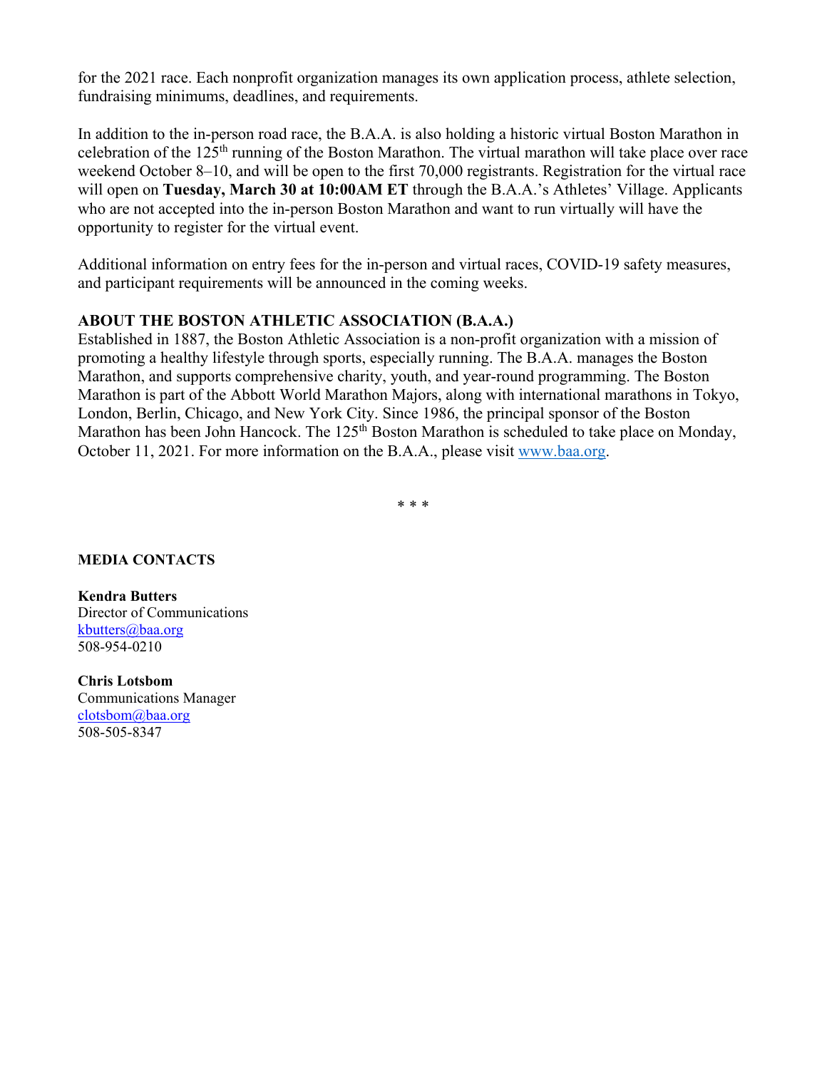for the 2021 race. Each nonprofit organization manages its own application process, athlete selection, fundraising minimums, deadlines, and requirements.

In addition to the in-person road race, the B.A.A. is also holding a historic virtual Boston Marathon in celebration of the 125th running of the Boston Marathon. The virtual marathon will take place over race weekend October 8–10, and will be open to the first 70,000 registrants. Registration for the virtual race will open on **Tuesday, March 30 at 10:00AM ET** through the B.A.A.'s Athletes' Village. Applicants who are not accepted into the in-person Boston Marathon and want to run virtually will have the opportunity to register for the virtual event.

Additional information on entry fees for the in-person and virtual races, COVID-19 safety measures, and participant requirements will be announced in the coming weeks.

**ABOUT THE BOSTON ATHLETIC ASSOCIATION (B.A.A.)**

Established in 1887, the Boston Athletic Association is a non-profit organization with a mission of promoting a healthy lifestyle through sports, especially running. The B.A.A. manages the Boston Marathon, and supports comprehensive charity, youth, and year-round programming. The Boston Marathon is part of the Abbott World Marathon Majors, along with international marathons in Tokyo, London, Berlin, Chicago, and New York City. Since 1986, the principal sponsor of the Boston Marathon has been John Hancock. The 125th Boston Marathon is scheduled to take place on Monday, October 11, 2021. For more information on the B.A.A., please visit [www.baa.org](www.baa.org).

\* \* \*

**MEDIA CONTACTS**

**Kendra Butters**
Director of Communications
kbutters@baa.org
508-954-0210

**Chris Lotsbom**
Communications Manager
clotsbom@baa.org
508-505-8347